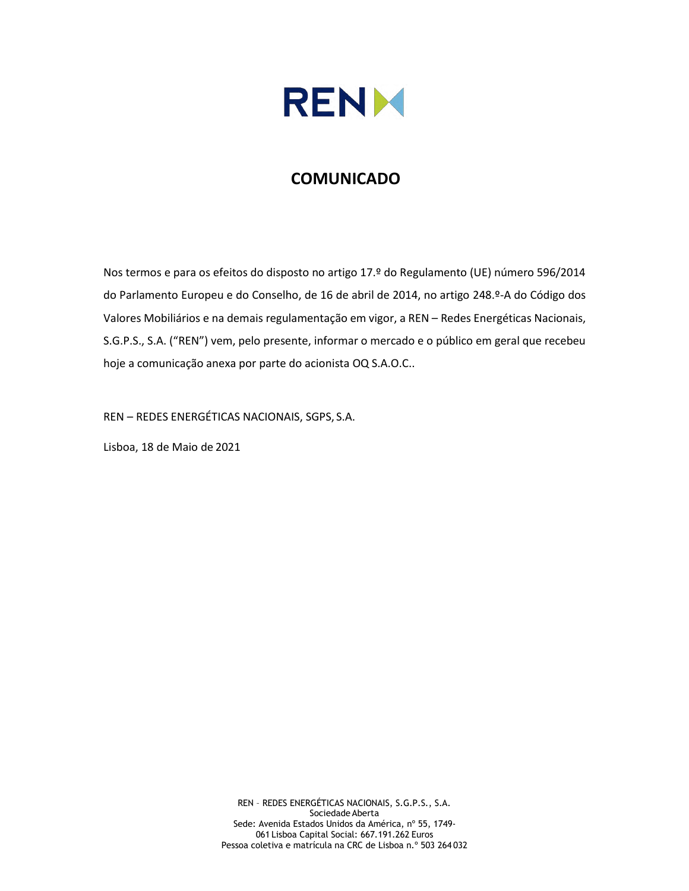# COMUNICADO

Nos termos e para os efeitos do disposto no artigo 17.º do Regulamento (UE) número 596/2014 do Parlamento Europeu e do Conselho, de 16 de abril de 2014, no artigo 248.º-A do Código dos Valores Mobiliários e na demais regulamentação em vigor, a REN – Redes Energéticas Nacionais, S.G.P.S., S.A. (“REN”) vem, pelo presente, informar o mercado e o público em geral que recebeu hoje a comunicação anexa por parte do acionista OQ S.A.O.C..

REN – REDES ENERGÉTICAS NACIONAIS, SGPS, S.A.

Lisboa, 18 de Maio de 2021

REN – REDES ENERGÉTICAS NACIONAIS, S.G.P.S., S.A.
Sociedade Aberta
Sede: Avenida Estados Unidos da América, nº 55, 1749-061 Lisboa Capital Social: 667.191.262 Euros
Pessoa coletiva e matrícula na CRC de Lisboa n.º 503 264 032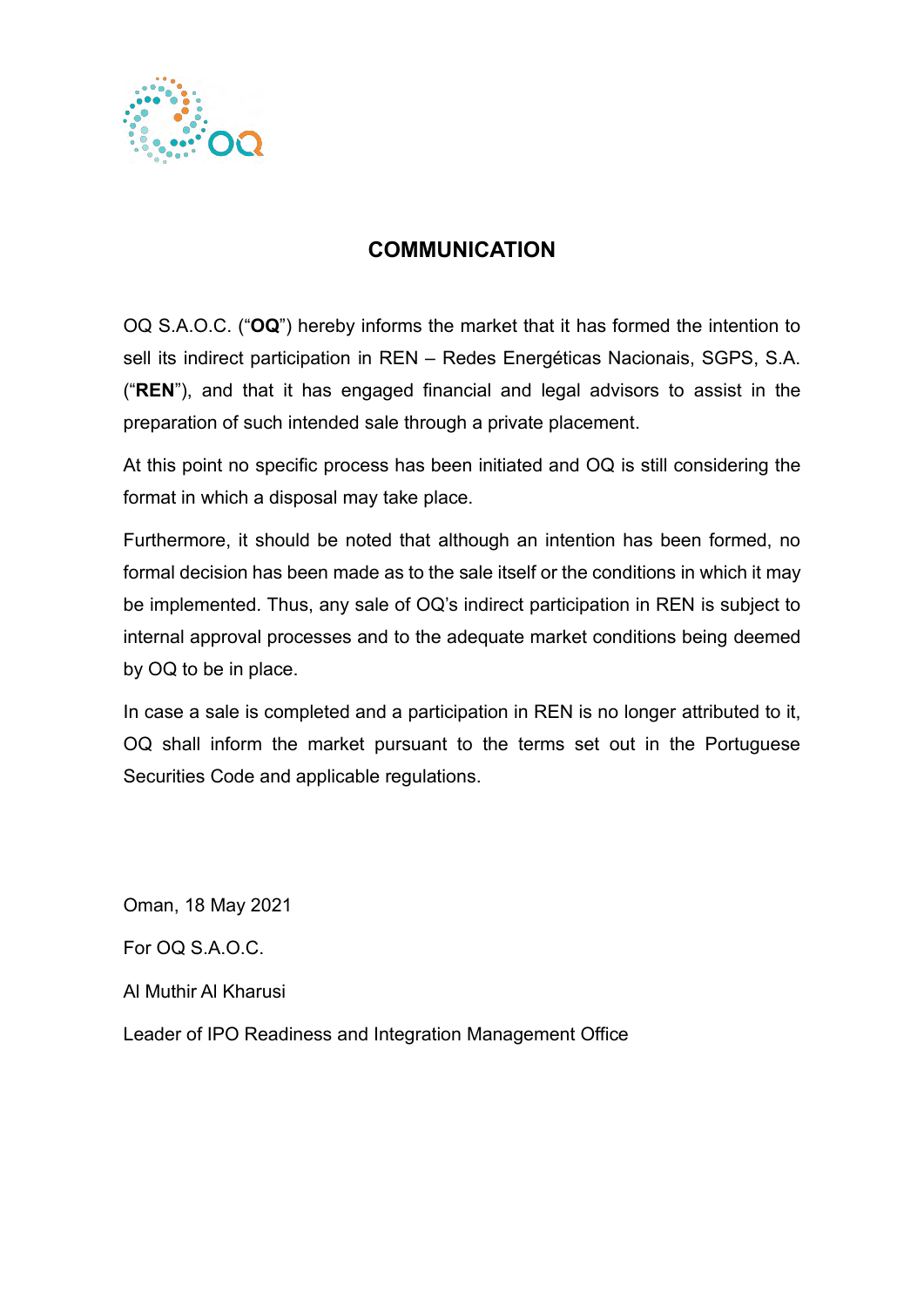# COMMUNICATION

OQ S.A.O.C. ("**OQ**") hereby informs the market that it has formed the intention to sell its indirect participation in REN – Redes Energéticas Nacionais, SGPS, S.A. ("**REN**"), and that it has engaged financial and legal advisors to assist in the preparation of such intended sale through a private placement.

At this point no specific process has been initiated and OQ is still considering the format in which a disposal may take place.

Furthermore, it should be noted that although an intention has been formed, no formal decision has been made as to the sale itself or the conditions in which it may be implemented. Thus, any sale of OQ's indirect participation in REN is subject to internal approval processes and to the adequate market conditions being deemed by OQ to be in place.

In case a sale is completed and a participation in REN is no longer attributed to it, OQ shall inform the market pursuant to the terms set out in the Portuguese Securities Code and applicable regulations.

Oman, 18 May 2021

For OQ S.A.O.C.

Al Muthir Al Kharusi

Leader of IPO Readiness and Integration Management Office